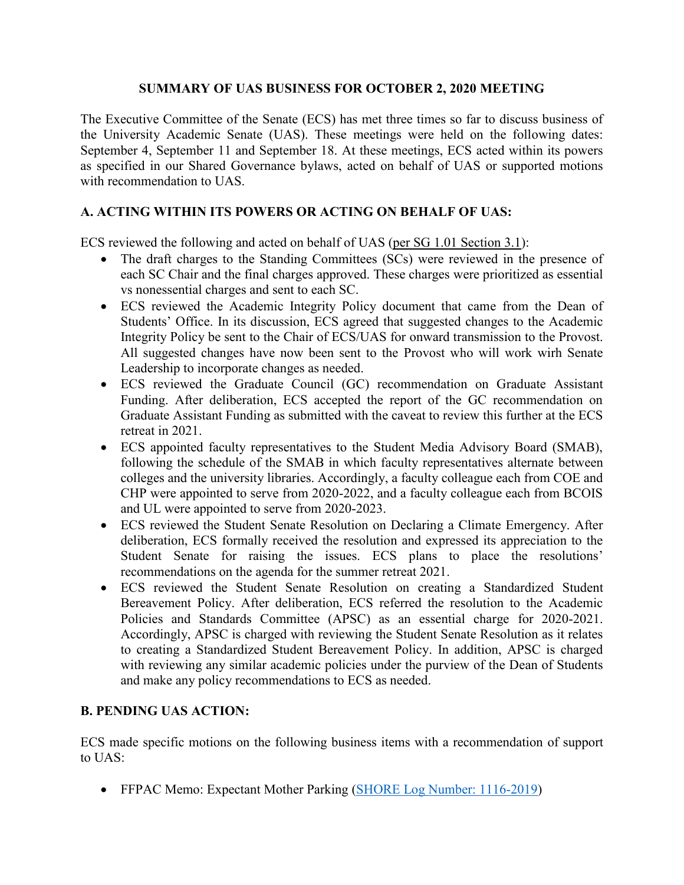# SUMMARY OF UAS BUSINESS FOR OCTOBER 2, 2020 MEETING

The Executive Committee of the Senate (ECS) has met three times so far to discuss business of the University Academic Senate (UAS). These meetings were held on the following dates: September 4, September 11 and September 18. At these meetings, ECS acted within its powers as specified in our Shared Governance bylaws, acted on behalf of UAS or supported motions with recommendation to UAS.

## A. ACTING WITHIN ITS POWERS OR ACTING ON BEHALF OF UAS:

ECS reviewed the following and acted on behalf of UAS (per SG 1.01 Section 3.1):

- The draft charges to the Standing Committees (SCs) were reviewed in the presence of each SC Chair and the final charges approved. These charges were prioritized as essential vs nonessential charges and sent to each SC.
- ECS reviewed the Academic Integrity Policy document that came from the Dean of Students' Office. In its discussion, ECS agreed that suggested changes to the Academic Integrity Policy be sent to the Chair of ECS/UAS for onward transmission to the Provost. All suggested changes have now been sent to the Provost who will work wirh Senate Leadership to incorporate changes as needed.
- ECS reviewed the Graduate Council (GC) recommendation on Graduate Assistant Funding. After deliberation, ECS accepted the report of the GC recommendation on Graduate Assistant Funding as submitted with the caveat to review this further at the ECS retreat in 2021.
- ECS appointed faculty representatives to the Student Media Advisory Board (SMAB), following the schedule of the SMAB in which faculty representatives alternate between colleges and the university libraries. Accordingly, a faculty colleague each from COE and CHP were appointed to serve from 2020-2022, and a faculty colleague each from BCOIS and UL were appointed to serve from 2020-2023.
- ECS reviewed the Student Senate Resolution on Declaring a Climate Emergency. After deliberation, ECS formally received the resolution and expressed its appreciation to the Student Senate for raising the issues. ECS plans to place the resolutions' recommendations on the agenda for the summer retreat 2021.
- ECS reviewed the Student Senate Resolution on creating a Standardized Student Bereavement Policy. After deliberation, ECS referred the resolution to the Academic Policies and Standards Committee (APSC) as an essential charge for 2020-2021. Accordingly, APSC is charged with reviewing the Student Senate Resolution as it relates to creating a Standardized Student Bereavement Policy. In addition, APSC is charged with reviewing any similar academic policies under the purview of the Dean of Students and make any policy recommendations to ECS as needed.

## B. PENDING UAS ACTION:

ECS made specific motions on the following business items with a recommendation of support to UAS:

- FFPAC Memo: Expectant Mother Parking (SHORE Log Number: 1116-2019)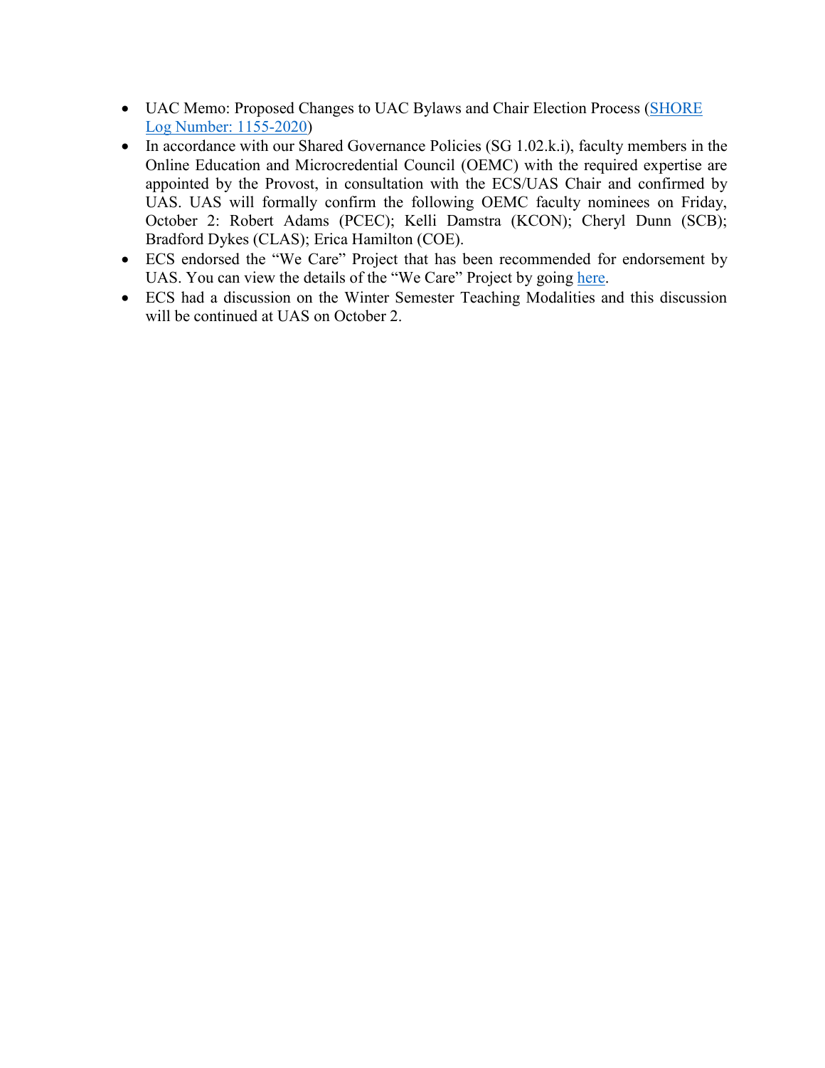- UAC Memo: Proposed Changes to UAC Bylaws and Chair Election Process (SHORE Log Number: 1155-2020)
- In accordance with our Shared Governance Policies (SG 1.02.k.i), faculty members in the Online Education and Microcredential Council (OEMC) with the required expertise are appointed by the Provost, in consultation with the ECS/UAS Chair and confirmed by UAS. UAS will formally confirm the following OEMC faculty nominees on Friday, October 2: Robert Adams (PCEC); Kelli Damstra (KCON); Cheryl Dunn (SCB); Bradford Dykes (CLAS); Erica Hamilton (COE).
- ECS endorsed the "We Care" Project that has been recommended for endorsement by UAS. You can view the details of the "We Care" Project by going here.
- ECS had a discussion on the Winter Semester Teaching Modalities and this discussion will be continued at UAS on October 2.